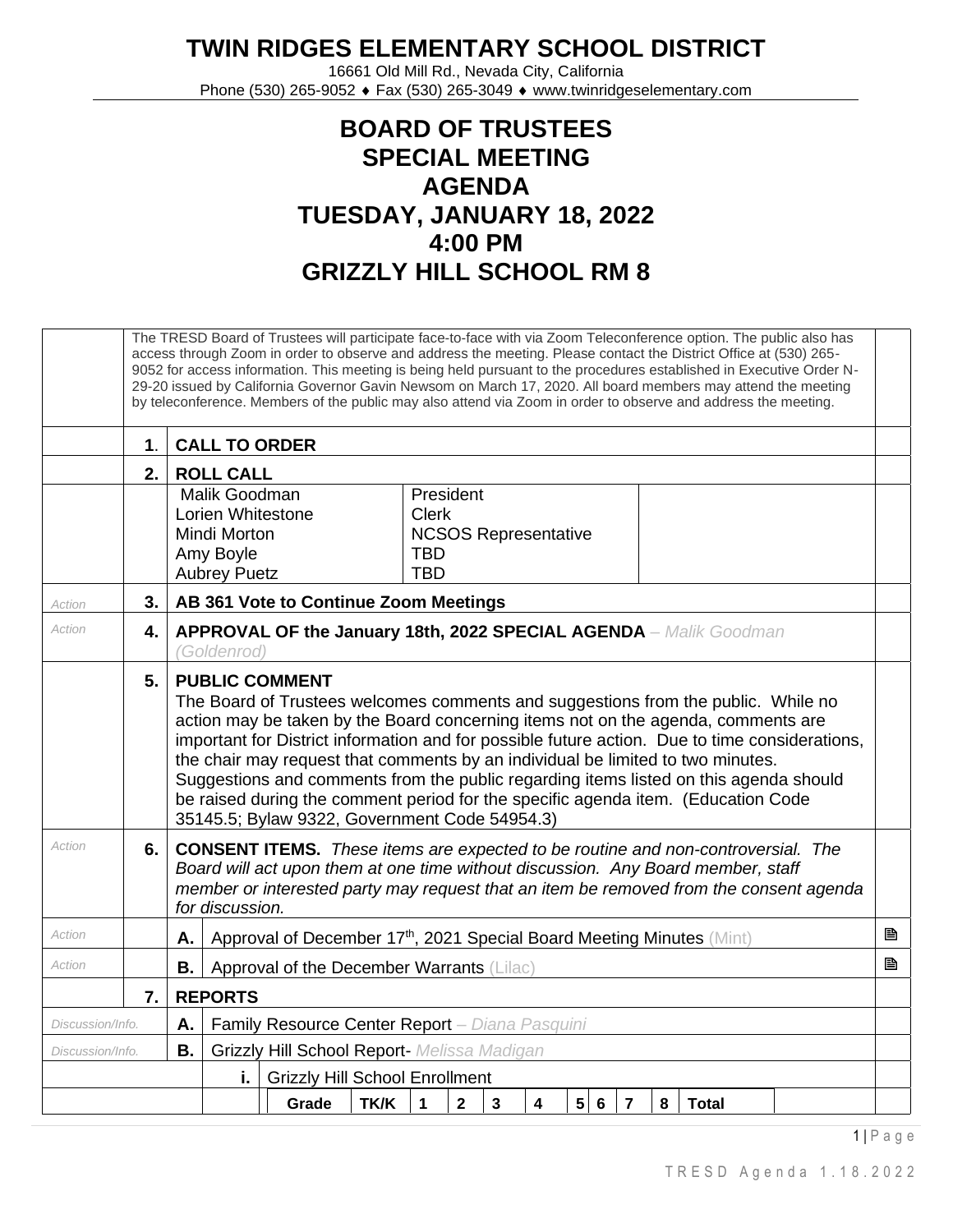# TWIN RIDGES ELEMENTARY SCHOOL DISTRICT

16661 Old Mill Rd., Nevada City, California
Phone (530) 265-9052 ♦ Fax (530) 265-3049 ♦ www.twinridgeselementary.com

# BOARD OF TRUSTEES
# SPECIAL MEETING
# AGENDA
# TUESDAY, JANUARY 18, 2022
# 4:00 PM
# GRIZZLY HILL SCHOOL RM 8

The TRESD Board of Trustees will participate face-to-face with via Zoom Teleconference option. The public also has access through Zoom in order to observe and address the meeting. Please contact the District Office at (530) 265-9052 for access information. This meeting is being held pursuant to the procedures established in Executive Order N-29-20 issued by California Governor Gavin Newsom on March 17, 2020. All board members may attend the meeting by teleconference. Members of the public may also attend via Zoom in order to observe and address the meeting.

**1. CALL TO ORDER**

**2. ROLL CALL**

| Name | Role |
|---|---|
| Malik Goodman | President |
| Lorien Whitestone | Clerk |
| Mindi Morton | NCSOS Representative |
| Amy Boyle | TBD |
| Aubrey Puetz | TBD |

*Action* **3. AB 361 Vote to Continue Zoom Meetings**

*Action* **4. APPROVAL OF the January 18th, 2022 SPECIAL AGENDA** – *Malik Goodman (Goldenrod)*

**5. PUBLIC COMMENT**
The Board of Trustees welcomes comments and suggestions from the public. While no action may be taken by the Board concerning items not on the agenda, comments are important for District information and for possible future action. Due to time considerations, the chair may request that comments by an individual be limited to two minutes. Suggestions and comments from the public regarding items listed on this agenda should be raised during the comment period for the specific agenda item. (Education Code 35145.5; Bylaw 9322, Government Code 54954.3)

*Action* **6. CONSENT ITEMS.** *These items are expected to be routine and non-controversial. The Board will act upon them at one time without discussion. Any Board member, staff member or interested party may request that an item be removed from the consent agenda for discussion.*

- *Action* **A.** Approval of December 17th, 2021 Special Board Meeting Minutes (Mint) 🖹
- *Action* **B.** Approval of the December Warrants (Lilac) 🖹

**7. REPORTS**

- *Discussion/Info.* **A.** Family Resource Center Report – *Diana Pasquini*
- *Discussion/Info.* **B.** Grizzly Hill School Report- *Melissa Madigan*
  - **i.** Grizzly Hill School Enrollment

| Grade | TK/K | 1 | 2 | 3 | 4 | 5 | 6 | 7 | 8 | Total |
|---|---|---|---|---|---|---|---|---|---|---|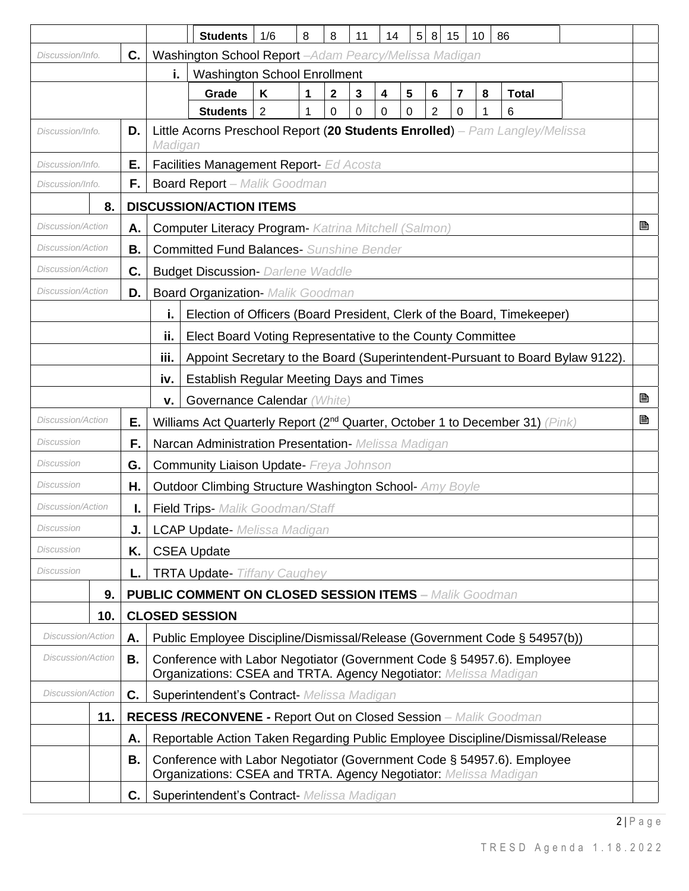| | | | | Students | 1/6 | 8 | 8 | 11 | 14 | 5 | 8 | 15 | 10 | 86 | |
|---|---|---|---|---|---|---|---|---|---|---|---|---|---|---|---|

*Discussion/Info.* **C.** Washington School Report – *Adam Pearcy/Melissa Madigan*

**i.** Washington School Enrollment

| Grade | K | 1 | 2 | 3 | 4 | 5 | 6 | 7 | 8 | Total |
|---|---|---|---|---|---|---|---|---|---|---|
| Students | 2 | 1 | 0 | 0 | 0 | 0 | 2 | 0 | 1 | 6 |

*Discussion/Info.* **D.** Little Acorns Preschool Report (**20 Students Enrolled**) – *Pam Langley/Melissa Madigan*

*Discussion/Info.* **E.** Facilities Management Report- *Ed Acosta*

*Discussion/Info.* **F.** Board Report – *Malik Goodman*

## 8. DISCUSSION/ACTION ITEMS

*Discussion/Action* **A.** Computer Literacy Program- *Katrina Mitchell (Salmon)* 🗎

*Discussion/Action* **B.** Committed Fund Balances- *Sunshine Bender*

*Discussion/Action* **C.** Budget Discussion- *Darlene Waddle*

*Discussion/Action* **D.** Board Organization- *Malik Goodman*

- **i.** Election of Officers (Board President, Clerk of the Board, Timekeeper)
- **ii.** Elect Board Voting Representative to the County Committee
- **iii.** Appoint Secretary to the Board (Superintendent-Pursuant to Board Bylaw 9122).
- **iv.** Establish Regular Meeting Days and Times
- **v.** Governance Calendar *(White)* 🗎

*Discussion/Action* **E.** Williams Act Quarterly Report (2nd Quarter, October 1 to December 31) *(Pink)* 🗎

*Discussion* **F.** Narcan Administration Presentation- *Melissa Madigan*

*Discussion* **G.** Community Liaison Update- *Freya Johnson*

*Discussion* **H.** Outdoor Climbing Structure Washington School- *Amy Boyle*

*Discussion/Action* **I.** Field Trips- *Malik Goodman/Staff*

*Discussion* **J.** LCAP Update- *Melissa Madigan*

*Discussion* **K.** CSEA Update

*Discussion* **L.** TRTA Update- *Tiffany Caughey*

## 9. PUBLIC COMMENT ON CLOSED SESSION ITEMS – *Malik Goodman*

## 10. CLOSED SESSION

*Discussion/Action* **A.** Public Employee Discipline/Dismissal/Release (Government Code § 54957(b))

*Discussion/Action* **B.** Conference with Labor Negotiator (Government Code § 54957.6). Employee Organizations: CSEA and TRTA. Agency Negotiator: *Melissa Madigan*

*Discussion/Action* **C.** Superintendent's Contract- *Melissa Madigan*

## 11. RECESS /RECONVENE - Report Out on Closed Session – *Malik Goodman*

**A.** Reportable Action Taken Regarding Public Employee Discipline/Dismissal/Release

**B.** Conference with Labor Negotiator (Government Code § 54957.6). Employee Organizations: CSEA and TRTA. Agency Negotiator: *Melissa Madigan*

**C.** Superintendent's Contract- *Melissa Madigan*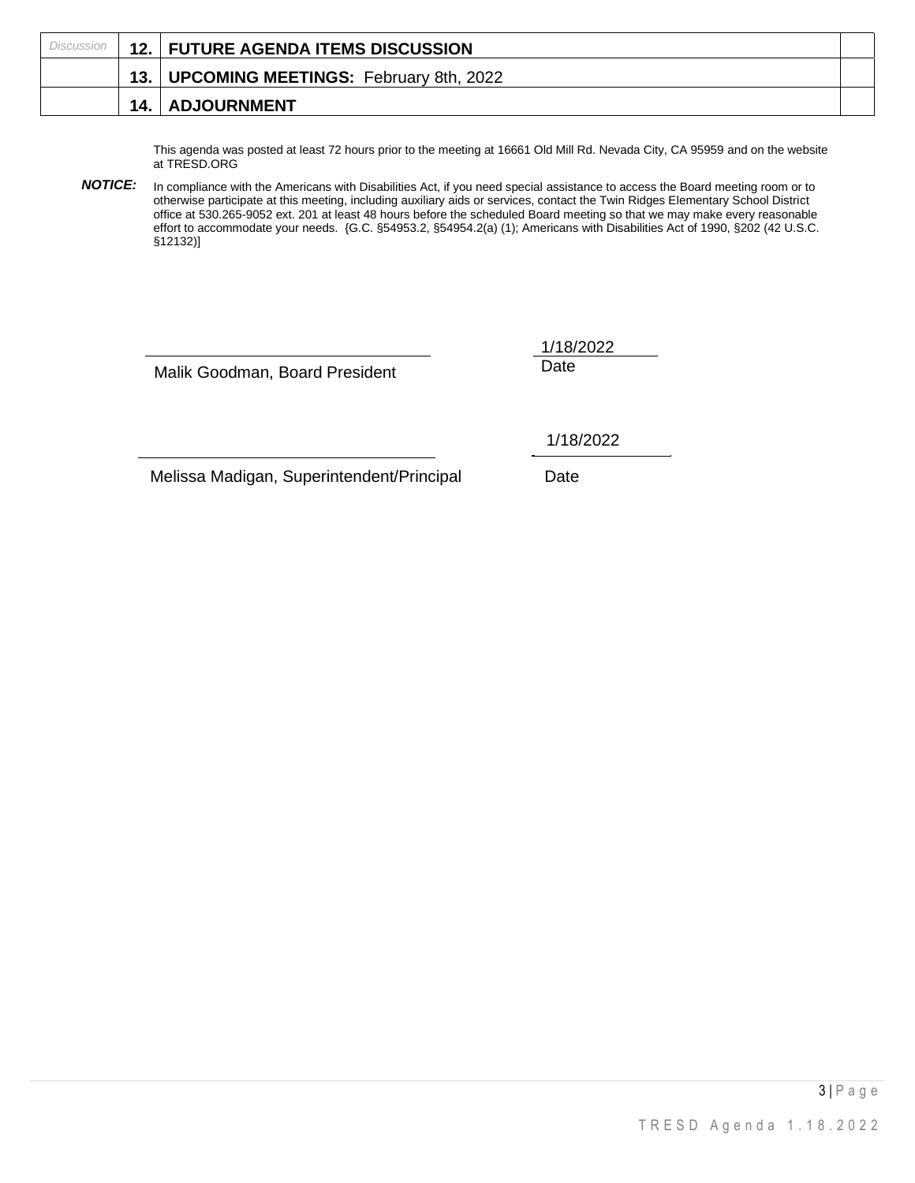| | | | |
|---|---|---|---|
| *Discussion* | **12.** | **FUTURE AGENDA ITEMS DISCUSSION** | |
| | **13.** | **UPCOMING MEETINGS:** February 8th, 2022 | |
| | **14.** | **ADJOURNMENT** | |

This agenda was posted at least 72 hours prior to the meeting at 16661 Old Mill Rd. Nevada City, CA 95959 and on the website at TRESD.ORG

***NOTICE:*** In compliance with the Americans with Disabilities Act, if you need special assistance to access the Board meeting room or to otherwise participate at this meeting, including auxiliary aids or services, contact the Twin Ridges Elementary School District office at 530.265-9052 ext. 201 at least 48 hours before the scheduled Board meeting so that we may make every reasonable effort to accommodate your needs. {G.C. §54953.2, §54954.2(a) (1); Americans with Disabilities Act of 1990, §202 (42 U.S.C. §12132)]

______________________________ 1/18/2022

Malik Goodman, Board President Date

______________________________ 1/18/2022

Melissa Madigan, Superintendent/Principal Date